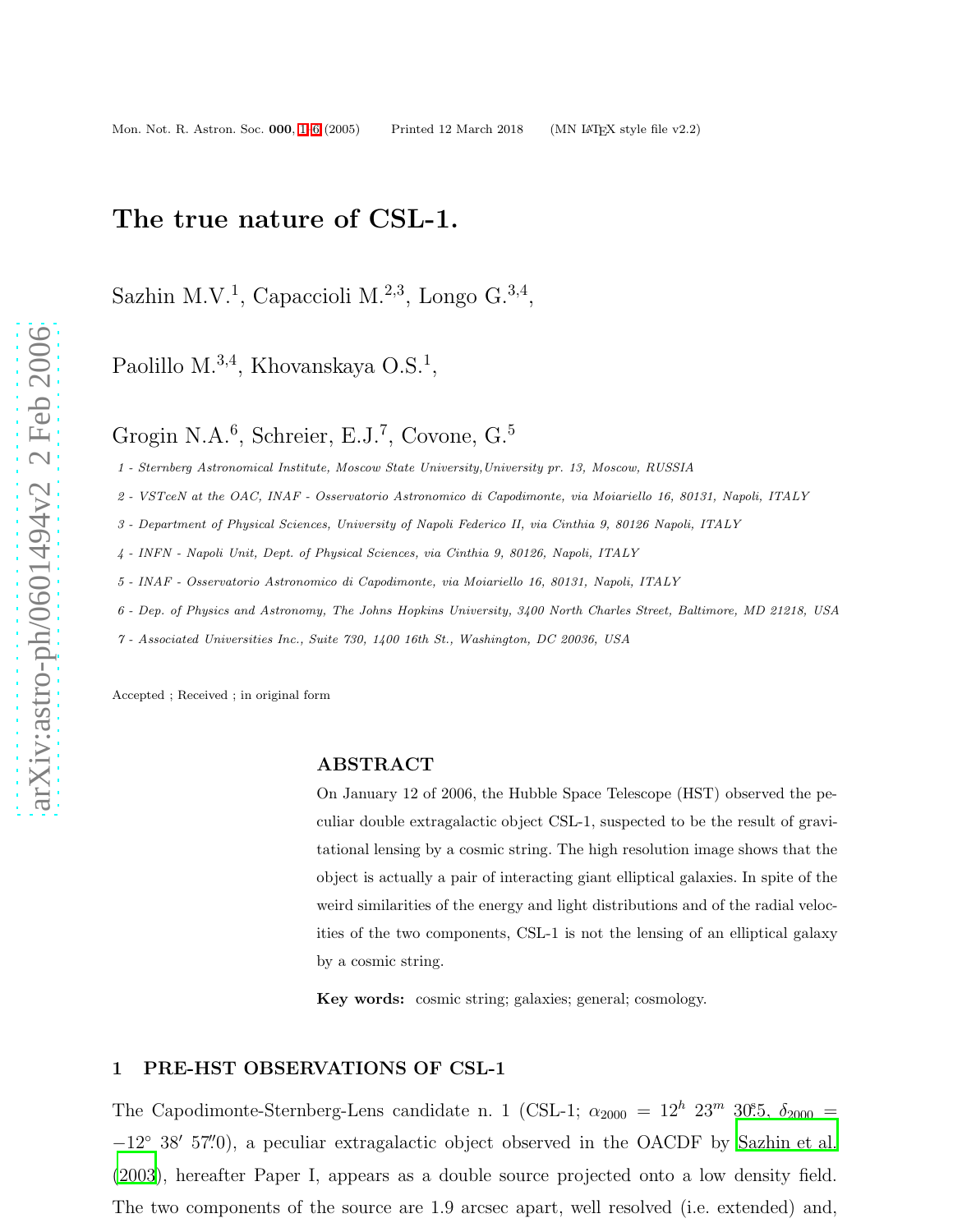# The true nature of CSL-1.

Sazhin M.V.[1], Capaccioli M.[2,3], Longo G.[3,4],

Paolillo M.[3,4], Khovanskaya O.S.[1],

Grogin N.A.[6], Schreier, E.J.[7], Covone, G.[5]

1 - *Sternberg Astronomical Institute, Moscow State University,University pr. 13, Moscow, RUSSIA*

2 - *VSTceN at the OAC, INAF - Osservatorio Astronomico di Capodimonte, via Moiariello 16, 80131, Napoli, ITALY*

3 - *Department of Physical Sciences, University of Napoli Federico II, via Cinthia 9, 80126 Napoli, ITALY*

4 - *INFN - Napoli Unit, Dept. of Physical Sciences, via Cinthia 9, 80126, Napoli, ITALY*

5 - *INAF - Osservatorio Astronomico di Capodimonte, via Moiariello 16, 80131, Napoli, ITALY*

6 - *Dep. of Physics and Astronomy, The Johns Hopkins University, 3400 North Charles Street, Baltimore, MD 21218, USA*

7 - *Associated Universities Inc., Suite 730, 1400 16th St., Washington, DC 20036, USA*

Accepted ; Received ; in original form

## ABSTRACT

On January 12 of 2006, the Hubble Space Telescope (HST) observed the peculiar double extragalactic object CSL-1, suspected to be the result of gravitational lensing by a cosmic string. The high resolution image shows that the object is actually a pair of interacting giant elliptical galaxies. In spite of the weird similarities of the energy and light distributions and of the radial velocities of the two components, CSL-1 is not the lensing of an elliptical galaxy by a cosmic string.

**Key words:** cosmic string; galaxies; general; cosmology.

## 1 PRE-HST OBSERVATIONS OF CSL-1

The Capodimonte-Sternberg-Lens candidate n. 1 (CSL-1; $\alpha_{2000} = 12^h\ 23^m\ 30\overset{s}{.}5$, $\delta_{2000} = -12^\circ\ 38'\ 57\overset{''}{.}0$), a peculiar extragalactic object observed in the OACDF by Sazhin et al. (2003), hereafter Paper I, appears as a double source projected onto a low density field. The two components of the source are 1.9 arcsec apart, well resolved (i.e. extended) and,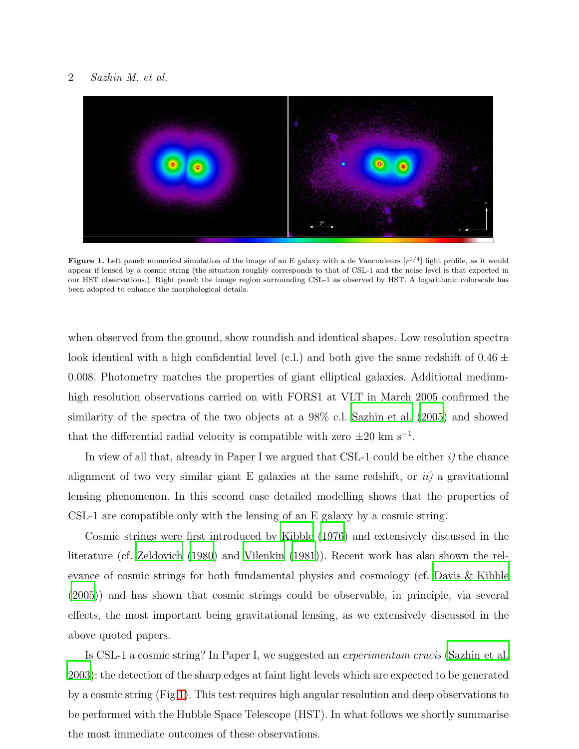**Figure 1.** Left panel: numerical simulation of the image of an E galaxy with a de Vaucouleurs [$r^{1/4}$] light profile, as it would appear if lensed by a cosmic string (the situation roughly corresponds to that of CSL-1 and the noise level is that expected in our HST observations.). Right panel: the image region surrounding CSL-1 as observed by HST. A logarithmic colorscale has been adopted to enhance the morphological details.

when observed from the ground, show roundish and identical shapes. Low resolution spectra look identical with a high confidential level (c.l.) and both give the same redshift of $0.46 \pm 0.008$. Photometry matches the properties of giant elliptical galaxies. Additional medium-high resolution observations carried on with FORS1 at VLT in March 2005 confirmed the similarity of the spectra of the two objects at a 98% c.l. Sazhin et al. (2005) and showed that the differential radial velocity is compatible with zero $\pm 20$ km s$^{-1}$.

In view of all that, already in Paper I we argued that CSL-1 could be either *i)* the chance alignment of two very similar giant E galaxies at the same redshift, or *ii)* a gravitational lensing phenomenon. In this second case detailed modelling shows that the properties of CSL-1 are compatible only with the lensing of an E galaxy by a cosmic string.

Cosmic strings were first introduced by Kibble (1976) and extensively discussed in the literature (cf. Zeldovich (1980) and Vilenkin (1981)). Recent work has also shown the relevance of cosmic strings for both fundamental physics and cosmology (cf. Davis & Kibble (2005)) and has shown that cosmic strings could be observable, in principle, via several effects, the most important being gravitational lensing, as we extensively discussed in the above quoted papers.

Is CSL-1 a cosmic string? In Paper I, we suggested an *experimentum crucis* (Sazhin et al. 2003): the detection of the sharp edges at faint light levels which are expected to be generated by a cosmic string (Fig.1). This test requires high angular resolution and deep observations to be performed with the Hubble Space Telescope (HST). In what follows we shortly summarise the most immediate outcomes of these observations.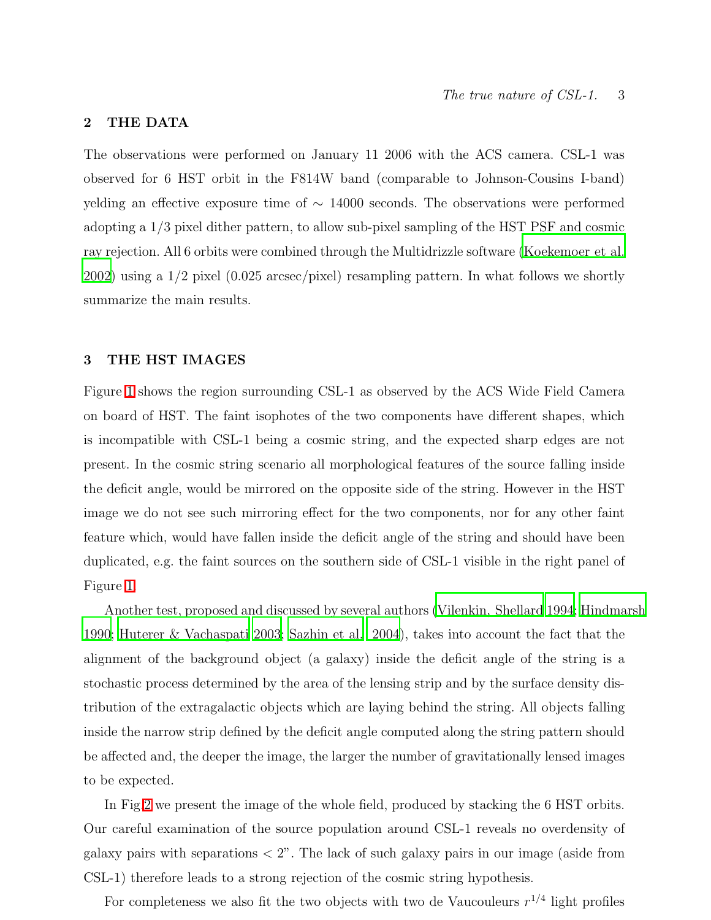## 2 THE DATA

The observations were performed on January 11 2006 with the ACS camera. CSL-1 was observed for 6 HST orbit in the F814W band (comparable to Johnson-Cousins I-band) yelding an effective exposure time of $\sim$ 14000 seconds. The observations were performed adopting a 1/3 pixel dither pattern, to allow sub-pixel sampling of the HST PSF and cosmic ray rejection. All 6 orbits were combined through the Multidrizzle software (Koekemoer et al. 2002) using a 1/2 pixel (0.025 arcsec/pixel) resampling pattern. In what follows we shortly summarize the main results.

## 3 THE HST IMAGES

Figure 1 shows the region surrounding CSL-1 as observed by the ACS Wide Field Camera on board of HST. The faint isophotes of the two components have different shapes, which is incompatible with CSL-1 being a cosmic string, and the expected sharp edges are not present. In the cosmic string scenario all morphological features of the source falling inside the deficit angle, would be mirrored on the opposite side of the string. However in the HST image we do not see such mirroring effect for the two components, nor for any other faint feature which, would have fallen inside the deficit angle of the string and should have been duplicated, e.g. the faint sources on the southern side of CSL-1 visible in the right panel of Figure 1.

Another test, proposed and discussed by several authors (Vilenkin, Shellard 1994; Hindmarsh 1990; Huterer & Vachaspati 2003; Sazhin et al. 2004), takes into account the fact that the alignment of the background object (a galaxy) inside the deficit angle of the string is a stochastic process determined by the area of the lensing strip and by the surface density distribution of the extragalactic objects which are laying behind the string. All objects falling inside the narrow strip defined by the deficit angle computed along the string pattern should be affected and, the deeper the image, the larger the number of gravitationally lensed images to be expected.

In Fig.2 we present the image of the whole field, produced by stacking the 6 HST orbits. Our careful examination of the source population around CSL-1 reveals no overdensity of galaxy pairs with separations $< 2$". The lack of such galaxy pairs in our image (aside from CSL-1) therefore leads to a strong rejection of the cosmic string hypothesis.

For completeness we also fit the two objects with two de Vaucouleurs $r^{1/4}$ light profiles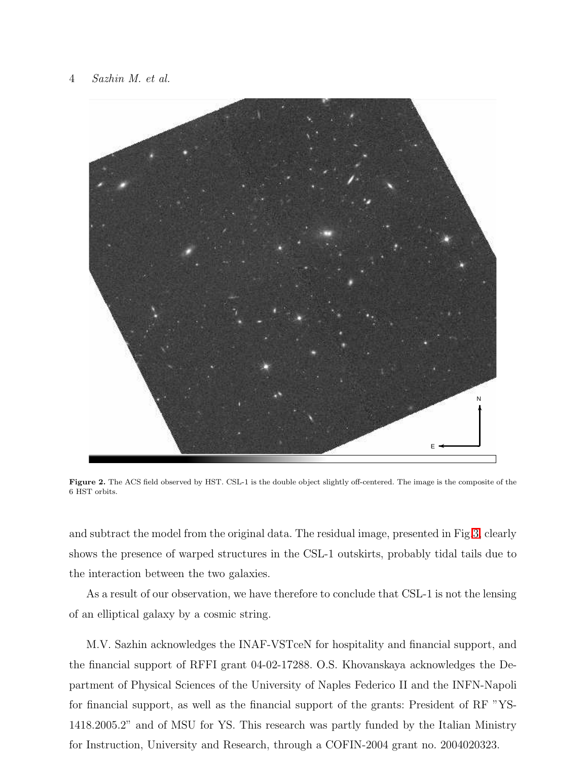**Figure 2.** The ACS field observed by HST. CSL-1 is the double object slightly off-centered. The image is the composite of the 6 HST orbits.

and subtract the model from the original data. The residual image, presented in Fig.3, clearly shows the presence of warped structures in the CSL-1 outskirts, probably tidal tails due to the interaction between the two galaxies.

As a result of our observation, we have therefore to conclude that CSL-1 is not the lensing of an elliptical galaxy by a cosmic string.

M.V. Sazhin acknowledges the INAF-VSTceN for hospitality and financial support, and the financial support of RFFI grant 04-02-17288. O.S. Khovanskaya acknowledges the Department of Physical Sciences of the University of Naples Federico II and the INFN-Napoli for financial support, as well as the financial support of the grants: President of RF "YS-1418.2005.2" and of MSU for YS. This research was partly funded by the Italian Ministry for Instruction, University and Research, through a COFIN-2004 grant no. 2004020323.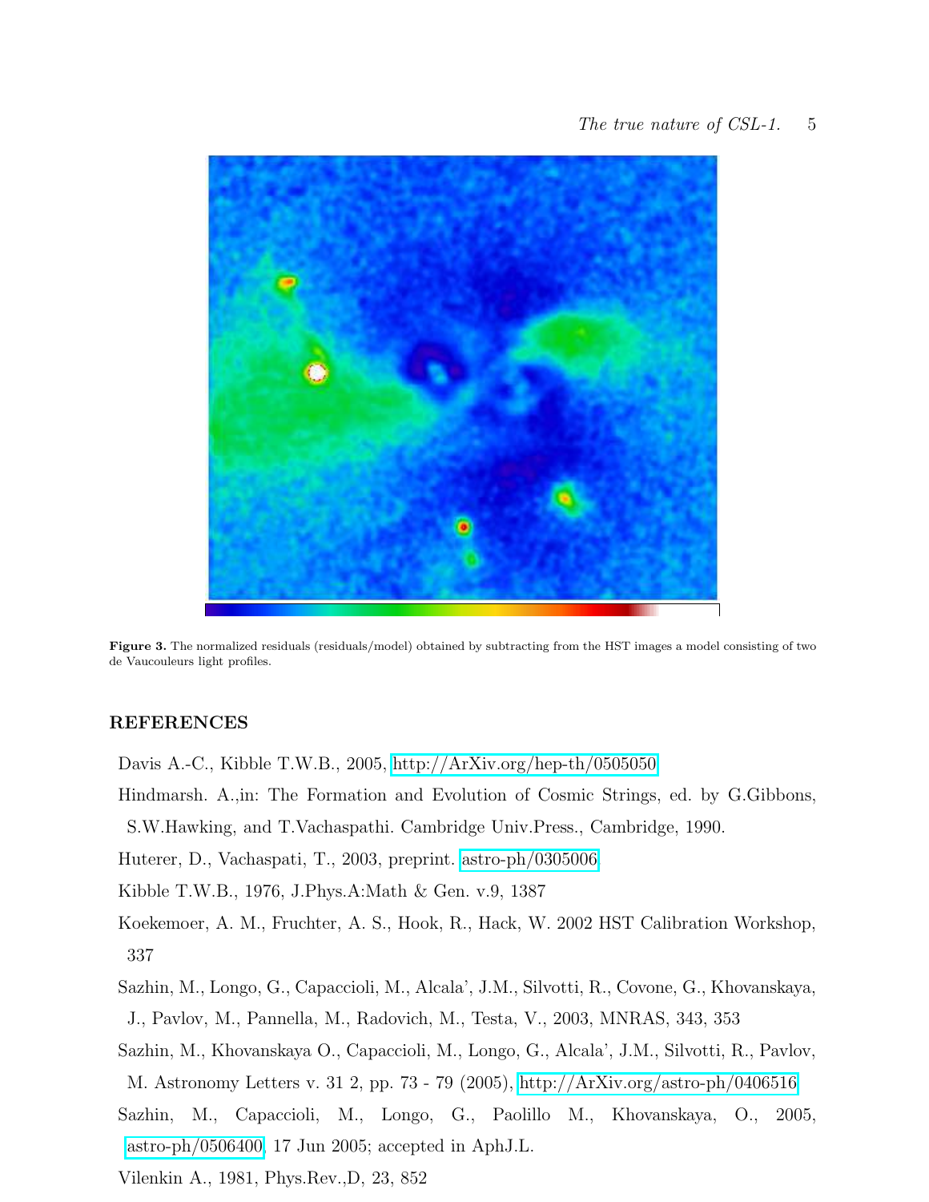**Figure 3.** The normalized residuals (residuals/model) obtained by subtracting from the HST images a model consisting of two de Vaucouleurs light profiles.

## REFERENCES

Davis A.-C., Kibble T.W.B., 2005, http://ArXiv.org/hep-th/0505050

Hindmarsh. A.,in: The Formation and Evolution of Cosmic Strings, ed. by G.Gibbons, S.W.Hawking, and T.Vachaspathi. Cambridge Univ.Press., Cambridge, 1990.

Huterer, D., Vachaspati, T., 2003, preprint. astro-ph/0305006

Kibble T.W.B., 1976, J.Phys.A:Math & Gen. v.9, 1387

Koekemoer, A. M., Fruchter, A. S., Hook, R., Hack, W. 2002 HST Calibration Workshop, 337

Sazhin, M., Longo, G., Capaccioli, M., Alcala', J.M., Silvotti, R., Covone, G., Khovanskaya, J., Pavlov, M., Pannella, M., Radovich, M., Testa, V., 2003, MNRAS, 343, 353

Sazhin, M., Khovanskaya O., Capaccioli, M., Longo, G., Alcala', J.M., Silvotti, R., Pavlov, M. Astronomy Letters v. 31 2, pp. 73 - 79 (2005), http://ArXiv.org/astro-ph/0406516

Sazhin, M., Capaccioli, M., Longo, G., Paolillo M., Khovanskaya, O., 2005, astro-ph/0506400, 17 Jun 2005; accepted in AphJ.L.

Vilenkin A., 1981, Phys.Rev.,D, 23, 852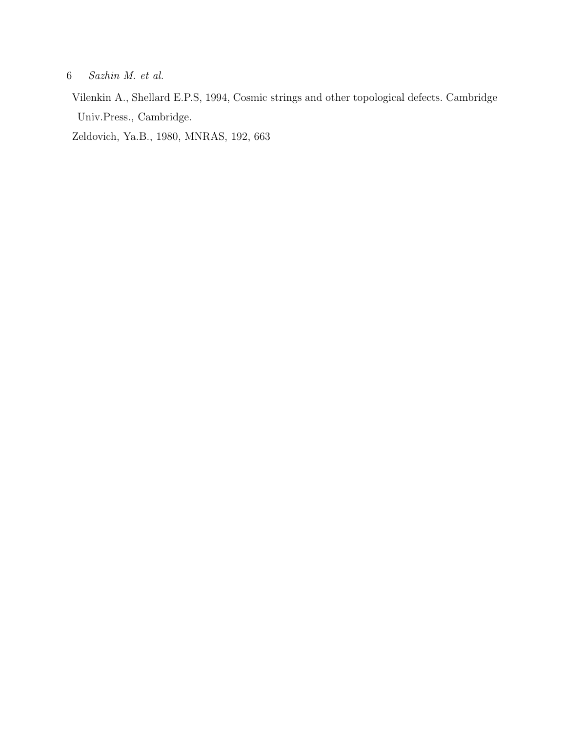Vilenkin A., Shellard E.P.S, 1994, Cosmic strings and other topological defects. Cambridge Univ.Press., Cambridge.

Zeldovich, Ya.B., 1980, MNRAS, 192, 663